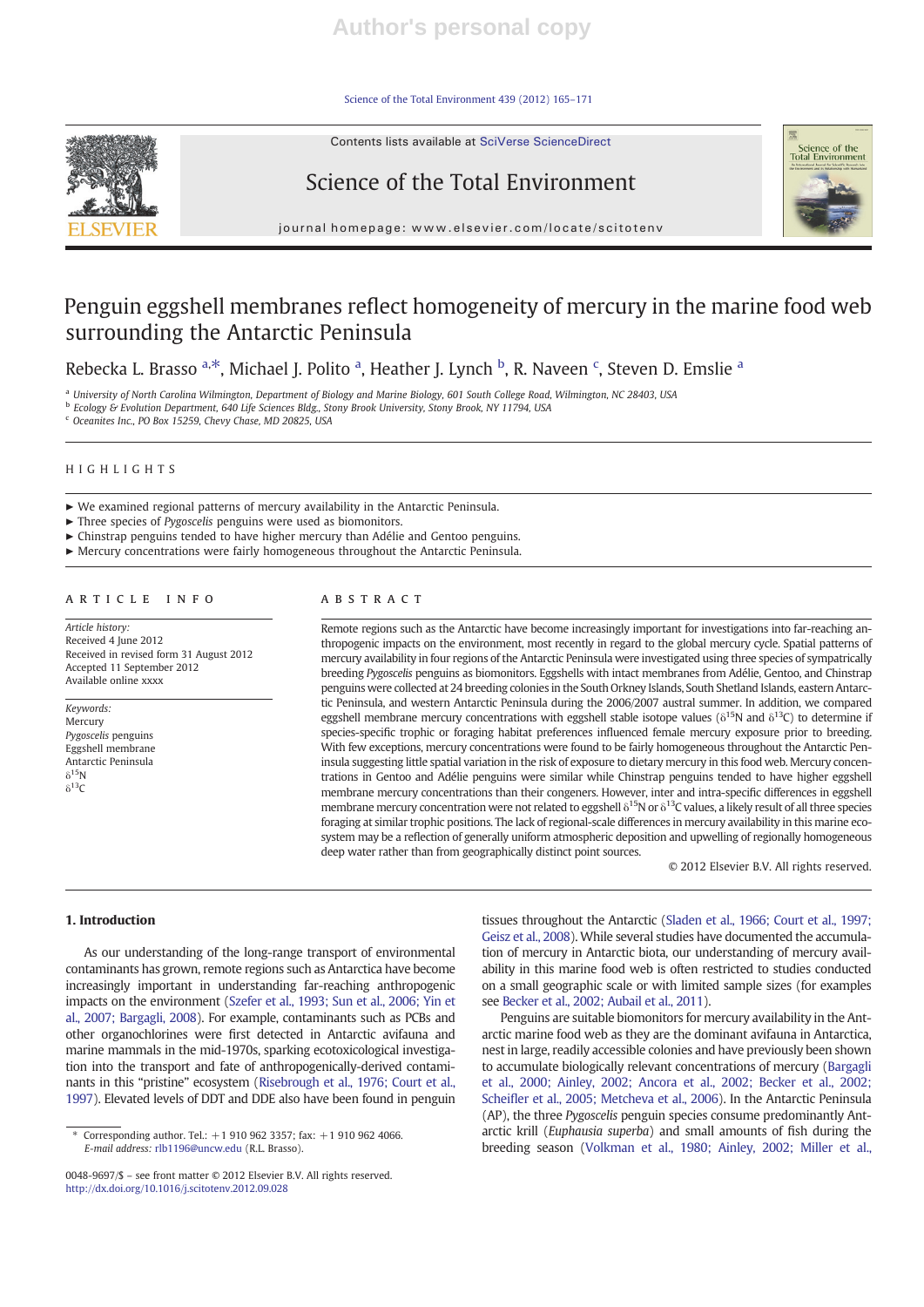# Penguin eggshell membranes reflect homogeneity of mercury in the marine food web surrounding the Antarctic Peninsula

Rebecka L. Brasso [a,*], Michael J. Polito [a], Heather J. Lynch [b], R. Naveen [c], Steven D. Emslie [a]

[a] University of North Carolina Wilmington, Department of Biology and Marine Biology, 601 South College Road, Wilmington, NC 28403, USA
[b] Ecology & Evolution Department, 640 Life Sciences Bldg., Stony Brook University, Stony Brook, NY 11794, USA
[c] Oceanites Inc., PO Box 15259, Chevy Chase, MD 20825, USA

## HIGHLIGHTS

- ► We examined regional patterns of mercury availability in the Antarctic Peninsula.
- ► Three species of *Pygoscelis* penguins were used as biomonitors.
- ► Chinstrap penguins tended to have higher mercury than Adélie and Gentoo penguins.
- ► Mercury concentrations were fairly homogeneous throughout the Antarctic Peninsula.

## ARTICLE INFO

*Article history:*
Received 4 June 2012
Received in revised form 31 August 2012
Accepted 11 September 2012
Available online xxxx

*Keywords:*
Mercury
*Pygoscelis* penguins
Eggshell membrane
Antarctic Peninsula
$\delta^{15}N$
$\delta^{13}C$

## ABSTRACT

Remote regions such as the Antarctic have become increasingly important for investigations into far-reaching anthropogenic impacts on the environment, most recently in regard to the global mercury cycle. Spatial patterns of mercury availability in four regions of the Antarctic Peninsula were investigated using three species of sympatrically breeding *Pygoscelis* penguins as biomonitors. Eggshells with intact membranes from Adélie, Gentoo, and Chinstrap penguins were collected at 24 breeding colonies in the South Orkney Islands, South Shetland Islands, eastern Antarctic Peninsula, and western Antarctic Peninsula during the 2006/2007 austral summer. In addition, we compared eggshell membrane mercury concentrations with eggshell stable isotope values ($\delta^{15}N$ and $\delta^{13}C$) to determine if species-specific trophic or foraging habitat preferences influenced female mercury exposure prior to breeding. With few exceptions, mercury concentrations were found to be fairly homogeneous throughout the Antarctic Peninsula suggesting little spatial variation in the risk of exposure to dietary mercury in this food web. Mercury concentrations in Gentoo and Adélie penguins were similar while Chinstrap penguins tended to have higher eggshell membrane mercury concentrations than their congeners. However, inter and intra-specific differences in eggshell membrane mercury concentration were not related to eggshell $\delta^{15}N$ or $\delta^{13}C$ values, a likely result of all three species foraging at similar trophic positions. The lack of regional-scale differences in mercury availability in this marine ecosystem may be a reflection of generally uniform atmospheric deposition and upwelling of regionally homogeneous deep water rather than from geographically distinct point sources.

© 2012 Elsevier B.V. All rights reserved.

## 1. Introduction

As our understanding of the long-range transport of environmental contaminants has grown, remote regions such as Antarctica have become increasingly important in understanding far-reaching anthropogenic impacts on the environment (Szefer et al., 1993; Sun et al., 2006; Yin et al., 2007; Bargagli, 2008). For example, contaminants such as PCBs and other organochlorines were first detected in Antarctic avifauna and marine mammals in the mid-1970s, sparking ecotoxicological investigation into the transport and fate of anthropogenically-derived contaminants in this "pristine" ecosystem (Risebrough et al., 1976; Court et al., 1997). Elevated levels of DDT and DDE also have been found in penguin tissues throughout the Antarctic (Sladen et al., 1966; Court et al., 1997; Geisz et al., 2008). While several studies have documented the accumulation of mercury in Antarctic biota, our understanding of mercury availability in this marine food web is often restricted to studies conducted on a small geographic scale or with limited sample sizes (for examples see Becker et al., 2002; Aubail et al., 2011).

Penguins are suitable biomonitors for mercury availability in the Antarctic marine food web as they are the dominant avifauna in Antarctica, nest in large, readily accessible colonies and have previously been shown to accumulate biologically relevant concentrations of mercury (Bargagli et al., 2000; Ainley, 2002; Ancora et al., 2002; Becker et al., 2002; Scheifler et al., 2005; Metcheva et al., 2006). In the Antarctic Peninsula (AP), the three *Pygoscelis* penguin species consume predominantly Antarctic krill (*Euphausia superba*) and small amounts of fish during the breeding season (Volkman et al., 1980; Ainley, 2002; Miller et al.,

* Corresponding author. Tel.: +1 910 962 3357; fax: +1 910 962 4066.
*E-mail address:* rlb1196@uncw.edu (R.L. Brasso).

0048-9697/$ – see front matter © 2012 Elsevier B.V. All rights reserved.
http://dx.doi.org/10.1016/j.scitotenv.2012.09.028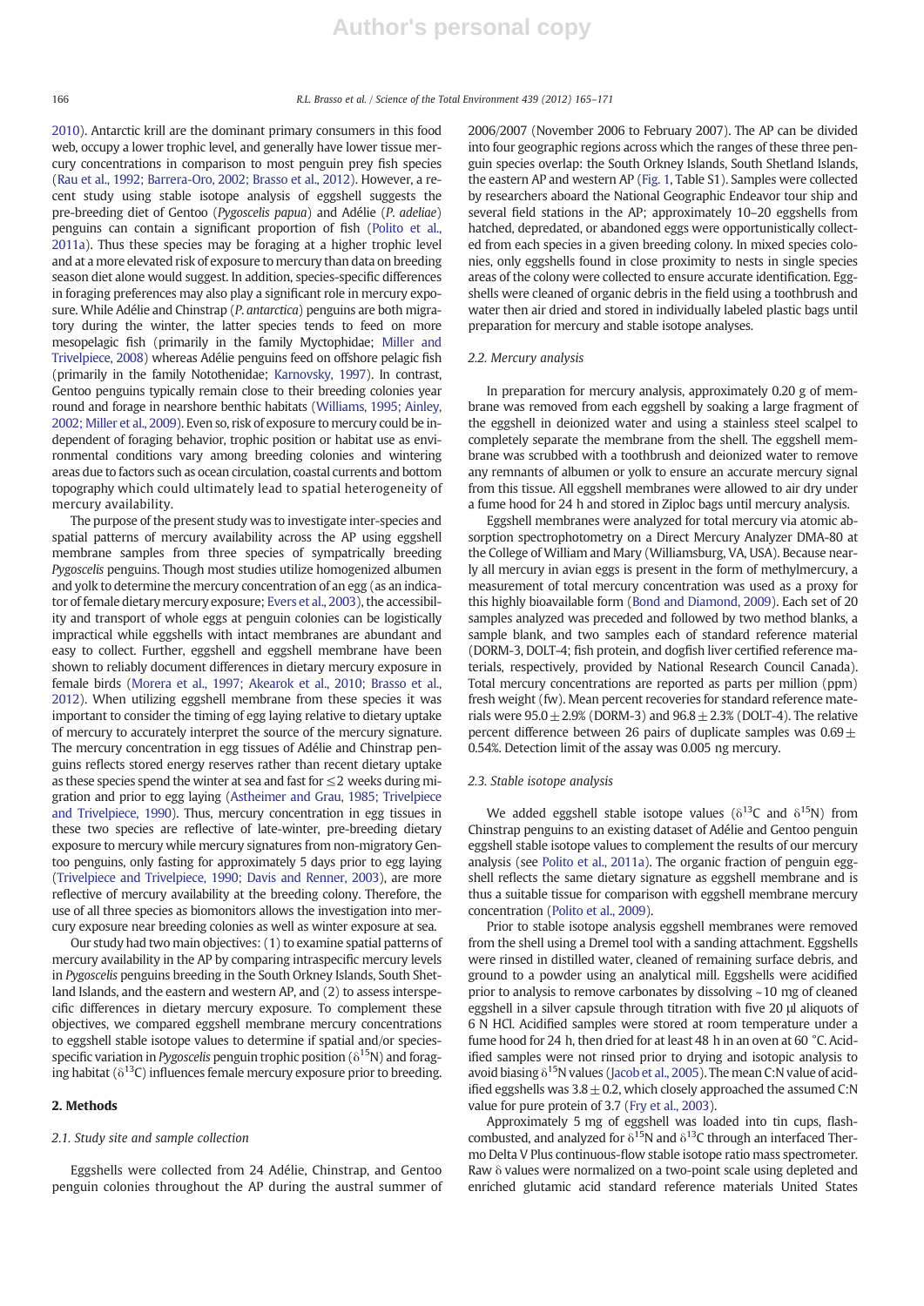2010). Antarctic krill are the dominant primary consumers in this food web, occupy a lower trophic level, and generally have lower tissue mercury concentrations in comparison to most penguin prey fish species (Rau et al., 1992; Barrera-Oro, 2002; Brasso et al., 2012). However, a recent study using stable isotope analysis of eggshell suggests the pre-breeding diet of Gentoo (*Pygoscelis papua*) and Adélie (*P. adeliae*) penguins can contain a significant proportion of fish (Polito et al., 2011a). Thus these species may be foraging at a higher trophic level and at a more elevated risk of exposure to mercury than data on breeding season diet alone would suggest. In addition, species-specific differences in foraging preferences may also play a significant role in mercury exposure. While Adélie and Chinstrap (*P. antarctica*) penguins are both migratory during the winter, the latter species tends to feed on more mesopelagic fish (primarily in the family Myctophidae; Miller and Trivelpiece, 2008) whereas Adélie penguins feed on offshore pelagic fish (primarily in the family Nototheniidae; Karnovsky, 1997). In contrast, Gentoo penguins typically remain close to their breeding colonies year round and forage in nearshore benthic habitats (Williams, 1995; Ainley, 2002; Miller et al., 2009). Even so, risk of exposure to mercury could be independent of foraging behavior, trophic position or habitat use as environmental conditions vary among breeding colonies and wintering areas due to factors such as ocean circulation, coastal currents and bottom topography which could ultimately lead to spatial heterogeneity of mercury availability.

The purpose of the present study was to investigate inter-species and spatial patterns of mercury availability across the AP using eggshell membrane samples from three species of sympatrically breeding *Pygoscelis* penguins. Though most studies utilize homogenized albumen and yolk to determine the mercury concentration of an egg (as an indicator of female dietary mercury exposure; Evers et al., 2003), the accessibility and transport of whole eggs at penguin colonies can be logistically impractical while eggshells with intact membranes are abundant and easy to collect. Further, eggshell and eggshell membrane have been shown to reliably document differences in dietary mercury exposure in female birds (Morera et al., 1997; Akearok et al., 2010; Brasso et al., 2012). When utilizing eggshell membrane from these species it was important to consider the timing of egg laying relative to dietary uptake of mercury to accurately interpret the source of the mercury signature. The mercury concentration in egg tissues of Adélie and Chinstrap penguins reflects stored energy reserves rather than recent dietary uptake as these species spend the winter at sea and fast for ≤2 weeks during migration and prior to egg laying (Astheimer and Grau, 1985; Trivelpiece and Trivelpiece, 1990). Thus, mercury concentration in egg tissues in these two species are reflective of late-winter, pre-breeding dietary exposure to mercury while mercury signatures from non-migratory Gentoo penguins, only fasting for approximately 5 days prior to egg laying (Trivelpiece and Trivelpiece, 1990; Davis and Renner, 2003), are more reflective of mercury availability at the breeding colony. Therefore, the use of all three species as biomonitors allows the investigation into mercury exposure near breeding colonies as well as winter exposure at sea.

Our study had two main objectives: (1) to examine spatial patterns of mercury availability in the AP by comparing intraspecific mercury levels in *Pygoscelis* penguins breeding in the South Orkney Islands, South Shetland Islands, and the eastern and western AP, and (2) to assess interspecific differences in dietary mercury exposure. To complement these objectives, we compared eggshell membrane mercury concentrations to eggshell stable isotope values to determine if spatial and/or species-specific variation in *Pygoscelis* penguin trophic position ($\delta^{15}N$) and foraging habitat ($\delta^{13}C$) influences female mercury exposure prior to breeding.

## 2. Methods

### 2.1. Study site and sample collection

Eggshells were collected from 24 Adélie, Chinstrap, and Gentoo penguin colonies throughout the AP during the austral summer of 2006/2007 (November 2006 to February 2007). The AP can be divided into four geographic regions across which the ranges of these three penguin species overlap: the South Orkney Islands, South Shetland Islands, the eastern AP and western AP (Fig. 1, Table S1). Samples were collected by researchers aboard the National Geographic Endeavor tour ship and several field stations in the AP; approximately 10–20 eggshells from hatched, depredated, or abandoned eggs were opportunistically collected from each species in a given breeding colony. In mixed species colonies, only eggshells found in close proximity to nests in single species areas of the colony were collected to ensure accurate identification. Eggshells were cleaned of organic debris in the field using a toothbrush and water then air dried and stored in individually labeled plastic bags until preparation for mercury and stable isotope analyses.

### 2.2. Mercury analysis

In preparation for mercury analysis, approximately 0.20 g of membrane was removed from each eggshell by soaking a large fragment of the eggshell in deionized water and using a stainless steel scalpel to completely separate the membrane from the shell. The eggshell membrane was scrubbed with a toothbrush and deionized water to remove any remnants of albumen or yolk to ensure an accurate mercury signal from this tissue. All eggshell membranes were allowed to air dry under a fume hood for 24 h and stored in Ziploc bags until mercury analysis.

Eggshell membranes were analyzed for total mercury via atomic absorption spectrophotometry on a Direct Mercury Analyzer DMA-80 at the College of William and Mary (Williamsburg, VA, USA). Because nearly all mercury in avian eggs is present in the form of methylmercury, a measurement of total mercury concentration was used as a proxy for this highly bioavailable form (Bond and Diamond, 2009). Each set of 20 samples analyzed was preceded and followed by two method blanks, a sample blank, and two samples each of standard reference material (DORM-3, DOLT-4; fish protein, and dogfish liver certified reference materials, respectively, provided by National Research Council Canada). Total mercury concentrations are reported as parts per million (ppm) fresh weight (fw). Mean percent recoveries for standard reference materials were 95.0 ± 2.9% (DORM-3) and 96.8 ± 2.3% (DOLT-4). The relative percent difference between 26 pairs of duplicate samples was 0.69 ± 0.54%. Detection limit of the assay was 0.005 ng mercury.

### 2.3. Stable isotope analysis

We added eggshell stable isotope values ($\delta^{13}C$ and $\delta^{15}N$) from Chinstrap penguins to an existing dataset of Adélie and Gentoo penguin eggshell stable isotope values to complement the results of our mercury analysis (see Polito et al., 2011a). The organic fraction of penguin eggshell reflects the same dietary signature as eggshell membrane and is thus a suitable tissue for comparison with eggshell membrane mercury concentration (Polito et al., 2009).

Prior to stable isotope analysis eggshell membranes were removed from the shell using a Dremel tool with a sanding attachment. Eggshells were rinsed in distilled water, cleaned of remaining surface debris, and ground to a powder using an analytical mill. Eggshells were acidified prior to analysis to remove carbonates by dissolving ~10 mg of cleaned eggshell in a silver capsule through titration with five 20 µl aliquots of 6 N HCl. Acidified samples were stored at room temperature under a fume hood for 24 h, then dried for at least 48 h in an oven at 60 °C. Acidified samples were not rinsed prior to drying and isotopic analysis to avoid biasing $\delta^{15}N$ values (Jacob et al., 2005). The mean C:N value of acidified eggshells was 3.8 ± 0.2, which closely approached the assumed C:N value for pure protein of 3.7 (Fry et al., 2003).

Approximately 5 mg of eggshell was loaded into tin cups, flash-combusted, and analyzed for $\delta^{15}N$ and $\delta^{13}C$ through an interfaced Thermo Delta V Plus continuous-flow stable isotope ratio mass spectrometer. Raw δ values were normalized on a two-point scale using depleted and enriched glutamic acid standard reference materials United States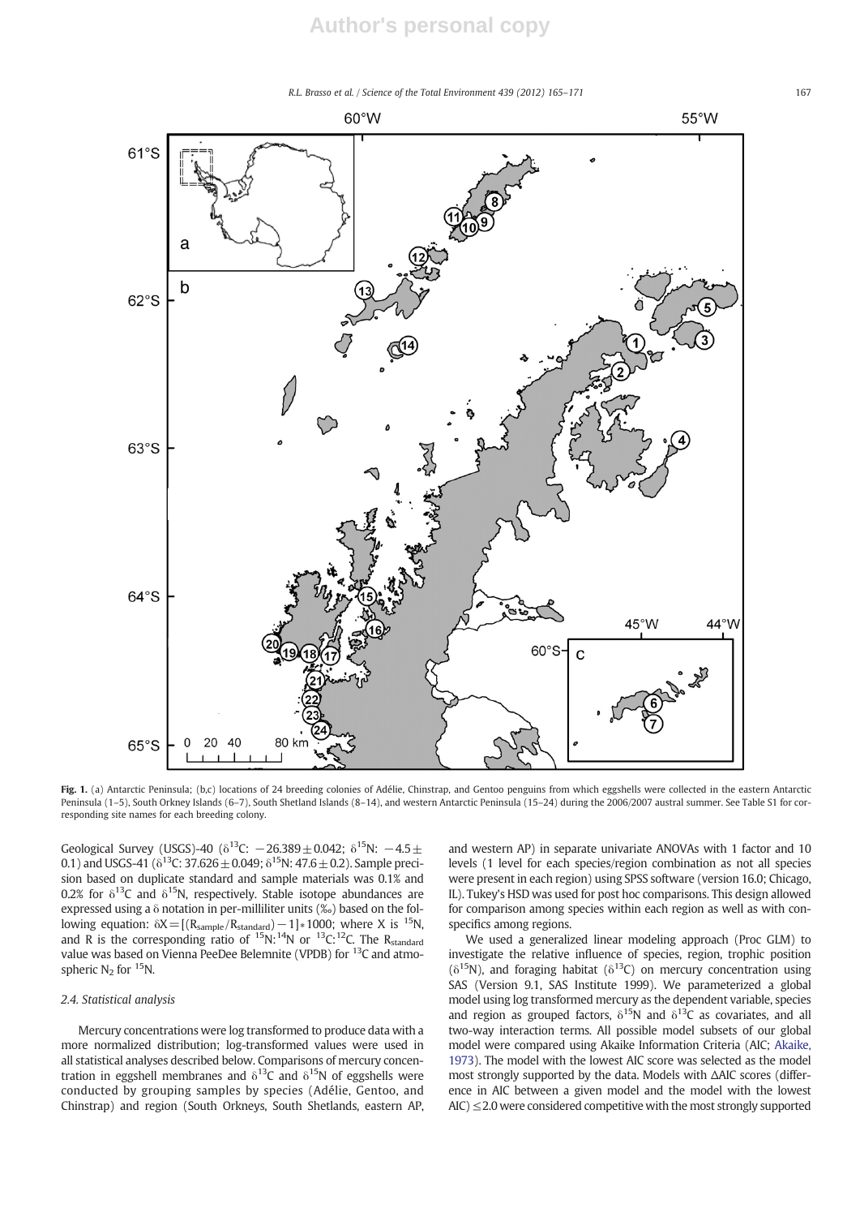Fig. 1. (a) Antarctic Peninsula; (b,c) locations of 24 breeding colonies of Adélie, Chinstrap, and Gentoo penguins from which eggshells were collected in the eastern Antarctic Peninsula (1–5), South Orkney Islands (6–7), South Shetland Islands (8–14), and western Antarctic Peninsula (15–24) during the 2006/2007 austral summer. See Table S1 for corresponding site names for each breeding colony.

Geological Survey (USGS)-40 ($\delta^{13}$C: $-26.389 \pm 0.042$; $\delta^{15}$N: $-4.5 \pm 0.1$) and USGS-41 ($\delta^{13}$C: $37.626 \pm 0.049$; $\delta^{15}$N: $47.6 \pm 0.2$). Sample precision based on duplicate standard and sample materials was 0.1% and 0.2% for $\delta^{13}$C and $\delta^{15}$N, respectively. Stable isotope abundances are expressed using a δ notation in per-milliliter units (‰) based on the following equation: $\delta X = [(R_{sample}/R_{standard}) - 1] * 1000$; where X is $^{15}$N, and R is the corresponding ratio of $^{15}N{:}^{14}N$ or $^{13}C{:}^{12}C$. The $R_{standard}$ value was based on Vienna PeeDee Belemnite (VPDB) for $^{13}$C and atmospheric $N_2$ for $^{15}$N.

### 2.4. Statistical analysis

Mercury concentrations were log transformed to produce data with a more normalized distribution; log-transformed values were used in all statistical analyses described below. Comparisons of mercury concentration in eggshell membranes and $\delta^{13}$C and $\delta^{15}$N of eggshells were conducted by grouping samples by species (Adélie, Gentoo, and Chinstrap) and region (South Orkneys, South Shetlands, eastern AP, and western AP) in separate univariate ANOVAs with 1 factor and 10 levels (1 level for each species/region combination as not all species were present in each region) using SPSS software (version 16.0; Chicago, IL). Tukey's HSD was used for post hoc comparisons. This design allowed for comparison among species within each region as well as with conspecifics among regions.

We used a generalized linear modeling approach (Proc GLM) to investigate the relative influence of species, region, trophic position ($\delta^{15}$N), and foraging habitat ($\delta^{13}$C) on mercury concentration using SAS (Version 9.1, SAS Institute 1999). We parameterized a global model using log transformed mercury as the dependent variable, species and region as grouped factors, $\delta^{15}$N and $\delta^{13}$C as covariates, and all two-way interaction terms. All possible model subsets of our global model were compared using Akaike Information Criteria (AIC; Akaike, 1973). The model with the lowest AIC score was selected as the model most strongly supported by the data. Models with ΔAIC scores (difference in AIC between a given model and the model with the lowest AIC) ≤2.0 were considered competitive with the most strongly supported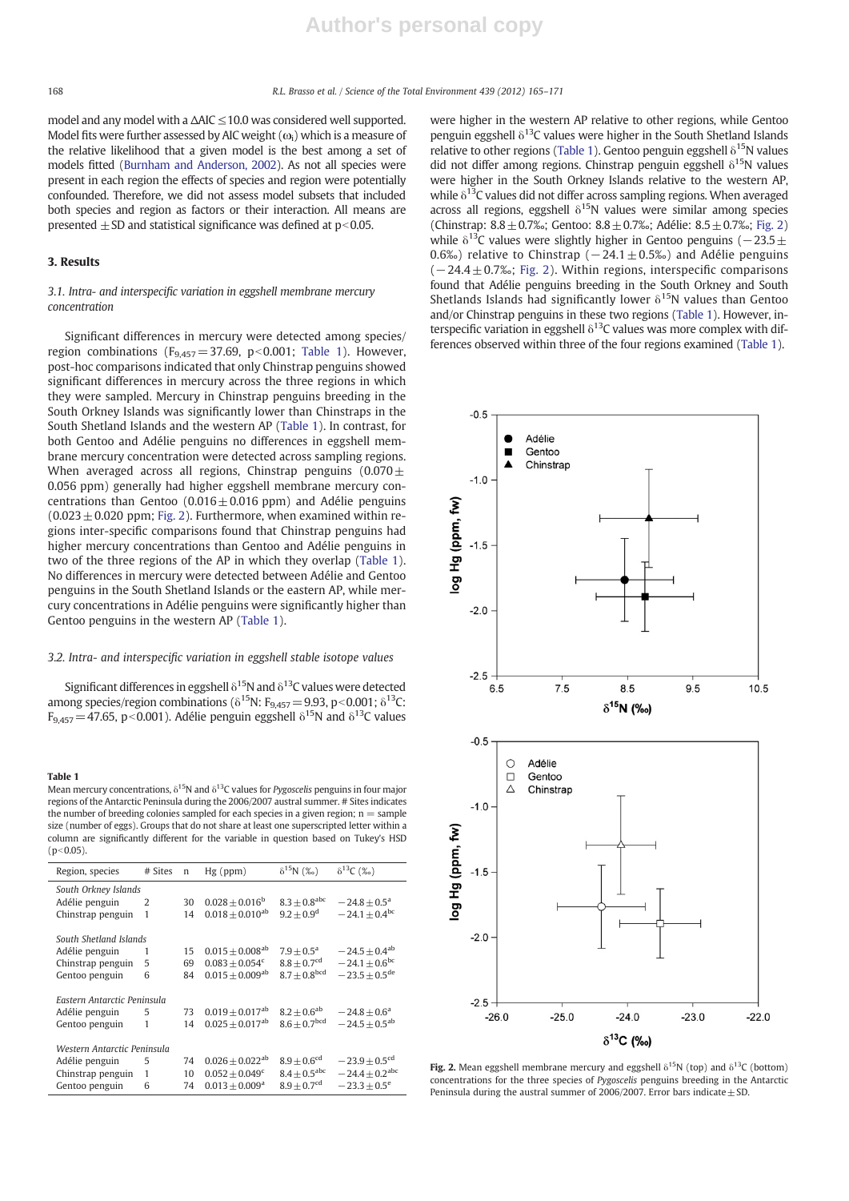model and any model with a ΔAIC ≤ 10.0 was considered well supported. Model fits were further assessed by AIC weight ($\omega_i$) which is a measure of the relative likelihood that a given model is the best among a set of models fitted (Burnham and Anderson, 2002). As not all species were present in each region the effects of species and region were potentially confounded. Therefore, we did not assess model subsets that included both species and region as factors or their interaction. All means are presented ± SD and statistical significance was defined at $p < 0.05$.

## 3. Results

### 3.1. Intra- and interspecific variation in eggshell membrane mercury concentration

Significant differences in mercury were detected among species/region combinations ($F_{9,457} = 37.69$, $p < 0.001$; Table 1). However, post-hoc comparisons indicated that only Chinstrap penguins showed significant differences in mercury across the three regions in which they were sampled. Mercury in Chinstrap penguins breeding in the South Orkney Islands was significantly lower than Chinstraps in the South Shetland Islands and the western AP (Table 1). In contrast, for both Gentoo and Adélie penguins no differences in eggshell membrane mercury concentration were detected across sampling regions. When averaged across all regions, Chinstrap penguins (0.070 ± 0.056 ppm) generally had higher eggshell membrane mercury concentrations than Gentoo (0.016 ± 0.016 ppm) and Adélie penguins (0.023 ± 0.020 ppm; Fig. 2). Furthermore, when examined within regions inter-specific comparisons found that Chinstrap penguins had higher mercury concentrations than Gentoo and Adélie penguins in two of the three regions of the AP in which they overlap (Table 1). No differences in mercury were detected between Adélie and Gentoo penguins in the South Shetland Islands or the eastern AP, while mercury concentrations in Adélie penguins were significantly higher than Gentoo penguins in the western AP (Table 1).

### 3.2. Intra- and interspecific variation in eggshell stable isotope values

Significant differences in eggshell $\delta^{15}N$ and $\delta^{13}C$ values were detected among species/region combinations ($\delta^{15}N$: $F_{9,457} = 9.93$, $p < 0.001$; $\delta^{13}C$: $F_{9,457} = 47.65$, $p < 0.001$). Adélie penguin eggshell $\delta^{15}N$ and $\delta^{13}C$ values were higher in the western AP relative to other regions, while Gentoo penguin eggshell $\delta^{13}C$ values were higher in the South Shetland Islands relative to other regions (Table 1). Gentoo penguin eggshell $\delta^{15}N$ values did not differ among regions. Chinstrap penguin eggshell $\delta^{15}N$ values were higher in the South Orkney Islands relative to the western AP, while $\delta^{13}C$ values did not differ across sampling regions. When averaged across all regions, eggshell $\delta^{15}N$ values were similar among species (Chinstrap: 8.8 ± 0.7‰; Gentoo: 8.8 ± 0.7‰; Adélie: 8.5 ± 0.7‰; Fig. 2) while $\delta^{13}C$ values were slightly higher in Gentoo penguins (−23.5 ± 0.6‰) relative to Chinstrap (−24.1 ± 0.5‰) and Adélie penguins (−24.4 ± 0.7‰; Fig. 2). Within regions, interspecific comparisons found that Adélie penguins breeding in the South Orkney and South Shetlands Islands had significantly lower $\delta^{15}N$ values than Gentoo and/or Chinstrap penguins in these two regions (Table 1). However, interspecific variation in eggshell $\delta^{13}C$ values was more complex with differences observed within three of the four regions examined (Table 1).

**Table 1**
Mean mercury concentrations, $\delta^{15}N$ and $\delta^{13}C$ values for *Pygoscelis* penguins in four major regions of the Antarctic Peninsula during the 2006/2007 austral summer. # Sites indicates the number of breeding colonies sampled for each species in a given region; n = sample size (number of eggs). Groups that do not share at least one superscripted letter within a column are significantly different for the variable in question based on Tukey's HSD ($p < 0.05$).

| Region, species | # Sites | n | Hg (ppm) | $\delta^{15}N$ (‰) | $\delta^{13}C$ (‰) |
|---|---|---|---|---|---|
| *South Orkney Islands* | | | | | |
| Adélie penguin | 2 | 30 | $0.028 \pm 0.016^{b}$ | $8.3 \pm 0.8^{abc}$ | $-24.8 \pm 0.5^{a}$ |
| Chinstrap penguin | 1 | 14 | $0.018 \pm 0.010^{ab}$ | $9.2 \pm 0.9^{d}$ | $-24.1 \pm 0.4^{bc}$ |
| *South Shetland Islands* | | | | | |
| Adélie penguin | 1 | 15 | $0.015 \pm 0.008^{ab}$ | $7.9 \pm 0.5^{a}$ | $-24.5 \pm 0.4^{ab}$ |
| Chinstrap penguin | 5 | 69 | $0.083 \pm 0.054^{c}$ | $8.8 \pm 0.7^{cd}$ | $-24.1 \pm 0.6^{bc}$ |
| Gentoo penguin | 6 | 84 | $0.015 \pm 0.009^{ab}$ | $8.7 \pm 0.8^{bcd}$ | $-23.5 \pm 0.5^{de}$ |
| *Eastern Antarctic Peninsula* | | | | | |
| Adélie penguin | 5 | 73 | $0.019 \pm 0.017^{ab}$ | $8.2 \pm 0.6^{ab}$ | $-24.8 \pm 0.6^{a}$ |
| Gentoo penguin | 1 | 14 | $0.025 \pm 0.017^{ab}$ | $8.6 \pm 0.7^{bcd}$ | $-24.5 \pm 0.5^{ab}$ |
| *Western Antarctic Peninsula* | | | | | |
| Adélie penguin | 5 | 74 | $0.026 \pm 0.022^{ab}$ | $8.9 \pm 0.6^{cd}$ | $-23.9 \pm 0.5^{cd}$ |
| Chinstrap penguin | 1 | 10 | $0.052 \pm 0.049^{c}$ | $8.4 \pm 0.5^{abc}$ | $-24.4 \pm 0.2^{abc}$ |
| Gentoo penguin | 6 | 74 | $0.013 \pm 0.009^{a}$ | $8.9 \pm 0.7^{cd}$ | $-23.3 \pm 0.5^{e}$ |

**Fig. 2.** Mean eggshell membrane mercury and eggshell $\delta^{15}N$ (top) and $\delta^{13}C$ (bottom) concentrations for the three species of *Pygoscelis* penguins breeding in the Antarctic Peninsula during the austral summer of 2006/2007. Error bars indicate ± SD.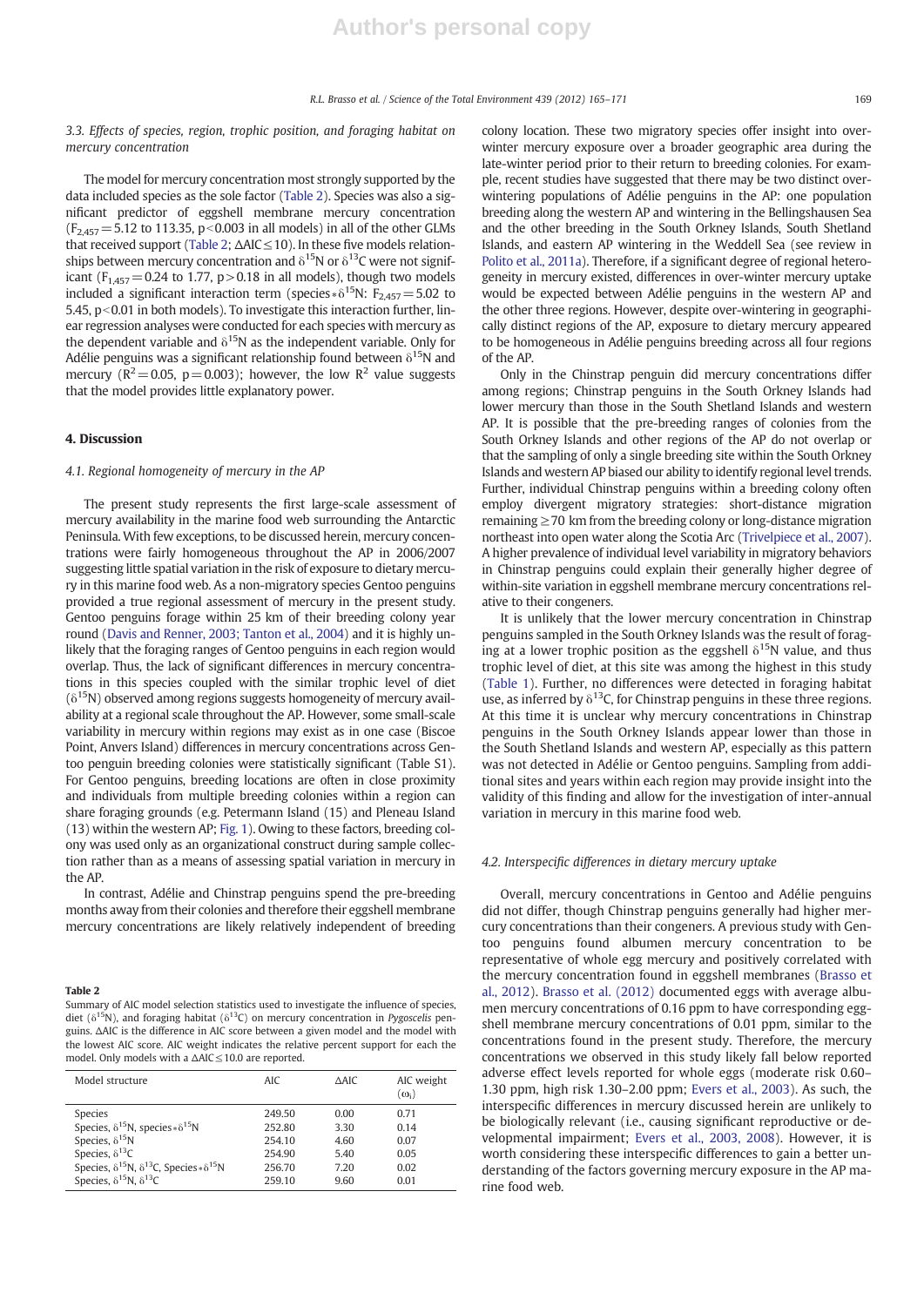### 3.3. Effects of species, region, trophic position, and foraging habitat on mercury concentration

The model for mercury concentration most strongly supported by the data included species as the sole factor (Table 2). Species was also a significant predictor of eggshell membrane mercury concentration ($F_{2,457}$ = 5.12 to 113.35, $p < 0.003$ in all models) in all of the other GLMs that received support (Table 2; ΔAIC ≤ 10). In these five models relationships between mercury concentration and $\delta^{15}N$ or $\delta^{13}C$ were not significant ($F_{1,457}$ = 0.24 to 1.77, $p > 0.18$ in all models), though two models included a significant interaction term (species ∗ $\delta^{15}N$: $F_{2,457}$ = 5.02 to 5.45, $p < 0.01$ in both models). To investigate this interaction further, linear regression analyses were conducted for each species with mercury as the dependent variable and $\delta^{15}N$ as the independent variable. Only for Adélie penguins was a significant relationship found between $\delta^{15}N$ and mercury ($R^2 = 0.05$, $p = 0.003$); however, the low $R^2$ value suggests that the model provides little explanatory power.

## 4. Discussion

### 4.1. Regional homogeneity of mercury in the AP

The present study represents the first large-scale assessment of mercury availability in the marine food web surrounding the Antarctic Peninsula. With few exceptions, to be discussed herein, mercury concentrations were fairly homogeneous throughout the AP in 2006/2007 suggesting little spatial variation in the risk of exposure to dietary mercury in this marine food web. As a non-migratory species Gentoo penguins provided a true regional assessment of mercury in the present study. Gentoo penguins forage within 25 km of their breeding colony year round (Davis and Renner, 2003; Tanton et al., 2004) and it is highly unlikely that the foraging ranges of Gentoo penguins in each region would overlap. Thus, the lack of significant differences in mercury concentrations in this species coupled with the similar trophic level of diet ($\delta^{15}N$) observed among regions suggests homogeneity of mercury availability at a regional scale throughout the AP. However, some small-scale variability in mercury within regions may exist as in one case (Biscoe Point, Anvers Island) differences in mercury concentrations across Gentoo penguin breeding colonies were statistically significant (Table S1). For Gentoo penguins, breeding locations are often in close proximity and individuals from multiple breeding colonies within a region can share foraging grounds (e.g. Petermann Island (15) and Pleneau Island (13) within the western AP; Fig. 1). Owing to these factors, breeding colony was used only as an organizational construct during sample collection rather than as a means of assessing spatial variation in mercury in the AP.

In contrast, Adélie and Chinstrap penguins spend the pre-breeding months away from their colonies and therefore their eggshell membrane mercury concentrations are likely relatively independent of breeding colony location. These two migratory species offer insight into over-winter mercury exposure over a broader geographic area during the late-winter period prior to their return to breeding colonies. For example, recent studies have suggested that there may be two distinct over-wintering populations of Adélie penguins in the AP: one population breeding along the western AP and wintering in the Bellingshausen Sea and the other breeding in the South Orkney Islands, South Shetland Islands, and eastern AP wintering in the Weddell Sea (see review in Polito et al., 2011a). Therefore, if a significant degree of regional heterogeneity in mercury existed, differences in over-winter mercury uptake would be expected between Adélie penguins in the western AP and the other three regions. However, despite over-wintering in geographically distinct regions of the AP, exposure to dietary mercury appeared to be homogeneous in Adélie penguins breeding across all four regions of the AP.

Only in the Chinstrap penguin did mercury concentrations differ among regions; Chinstrap penguins in the South Orkney Islands had lower mercury than those in the South Shetland Islands and western AP. It is possible that the pre-breeding ranges of colonies from the South Orkney Islands and other regions of the AP do not overlap or that the sampling of only a single breeding site within the South Orkney Islands and western AP biased our ability to identify regional level trends. Further, individual Chinstrap penguins within a breeding colony often employ divergent migratory strategies: short-distance migration remaining ≥70 km from the breeding colony or long-distance migration northeast into open water along the Scotia Arc (Trivelpiece et al., 2007). A higher prevalence of individual level variability in migratory behaviors in Chinstrap penguins could explain their generally higher degree of within-site variation in eggshell membrane mercury concentrations relative to their congeners.

It is unlikely that the lower mercury concentration in Chinstrap penguins sampled in the South Orkney Islands was the result of foraging at a lower trophic position as the eggshell $\delta^{15}N$ value, and thus trophic level of diet, at this site was among the highest in this study (Table 1). Further, no differences were detected in foraging habitat use, as inferred by $\delta^{13}C$, for Chinstrap penguins in these three regions. At this time it is unclear why mercury concentrations in Chinstrap penguins in the South Orkney Islands appear lower than those in the South Shetland Islands and western AP, especially as this pattern was not detected in Adélie or Gentoo penguins. Sampling from additional sites and years within each region may provide insight into the validity of this finding and allow for the investigation of inter-annual variation in mercury in this marine food web.

### 4.2. Interspecific differences in dietary mercury uptake

Overall, mercury concentrations in Gentoo and Adélie penguins did not differ, though Chinstrap penguins generally had higher mercury concentrations than their congeners. A previous study with Gentoo penguins found albumen mercury concentration to be representative of whole egg mercury and positively correlated with the mercury concentration found in eggshell membranes (Brasso et al., 2012). Brasso et al. (2012) documented eggs with average albumen mercury concentrations of 0.16 ppm to have corresponding eggshell membrane mercury concentrations of 0.01 ppm, similar to the concentrations found in the present study. Therefore, the mercury concentrations we observed in this study likely fall below reported adverse effect levels reported for whole eggs (moderate risk 0.60–1.30 ppm, high risk 1.30–2.00 ppm; Evers et al., 2003). As such, the interspecific differences in mercury discussed herein are unlikely to be biologically relevant (i.e., causing significant reproductive or developmental impairment; Evers et al., 2003, 2008). However, it is worth considering these interspecific differences to gain a better understanding of the factors governing mercury exposure in the AP marine food web.

**Table 2**
Summary of AIC model selection statistics used to investigate the influence of species, diet ($\delta^{15}N$), and foraging habitat ($\delta^{13}C$) on mercury concentration in *Pygoscelis* penguins. ΔAIC is the difference in AIC score between a given model and the model with the lowest AIC score. AIC weight indicates the relative percent support for each the model. Only models with a ΔAIC ≤ 10.0 are reported.

| Model structure | AIC | ΔAIC | AIC weight ($\omega_i$) |
|---|---|---|---|
| Species | 249.50 | 0.00 | 0.71 |
| Species, $\delta^{15}N$, species ∗ $\delta^{15}N$ | 252.80 | 3.30 | 0.14 |
| Species, $\delta^{15}N$ | 254.10 | 4.60 | 0.07 |
| Species, $\delta^{13}C$ | 254.90 | 5.40 | 0.05 |
| Species, $\delta^{15}N$, $\delta^{13}C$, Species ∗ $\delta^{15}N$ | 256.70 | 7.20 | 0.02 |
| Species, $\delta^{15}N$, $\delta^{13}C$ | 259.10 | 9.60 | 0.01 |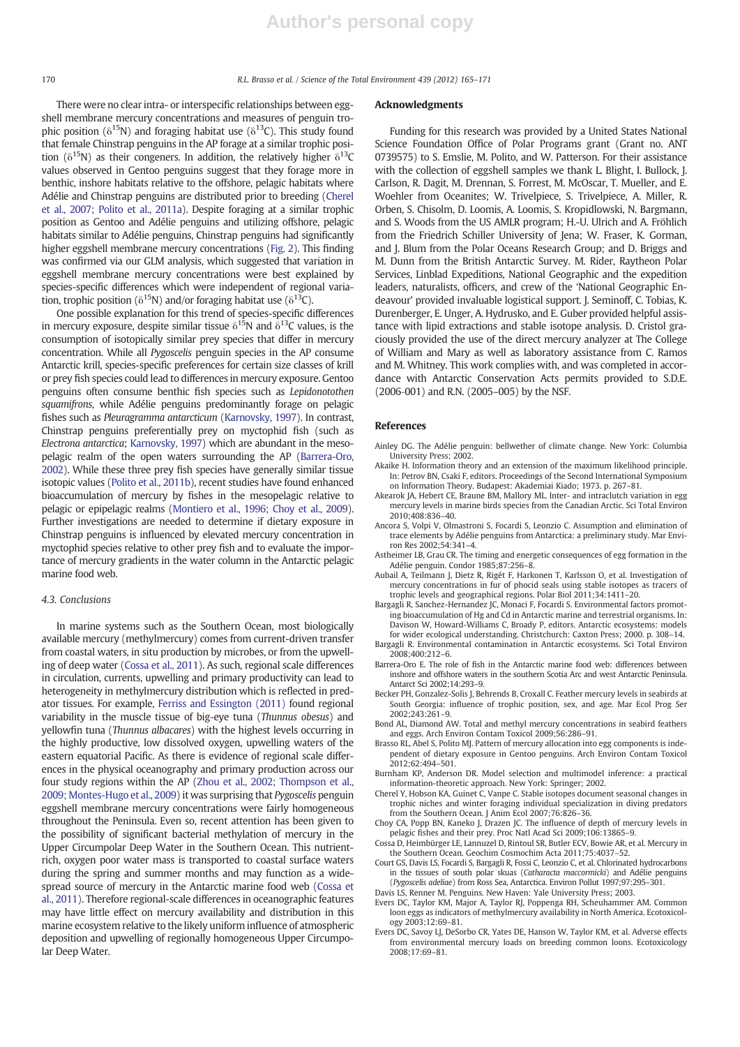There were no clear intra- or interspecific relationships between eggshell membrane mercury concentrations and measures of penguin trophic position ($\delta^{15}N$) and foraging habitat use ($\delta^{13}C$). This study found that female Chinstrap penguins in the AP forage at a similar trophic position ($\delta^{15}N$) as their congeners. In addition, the relatively higher $\delta^{13}C$ values observed in Gentoo penguins suggest that they forage more in benthic, inshore habitats relative to the offshore, pelagic habitats where Adélie and Chinstrap penguins are distributed prior to breeding (Cherel et al., 2007; Polito et al., 2011a). Despite foraging at a similar trophic position as Gentoo and Adélie penguins and utilizing offshore, pelagic habitats similar to Adélie penguins, Chinstrap penguins had significantly higher eggshell membrane mercury concentrations (Fig. 2). This finding was confirmed via our GLM analysis, which suggested that variation in eggshell membrane mercury concentrations were best explained by species-specific differences which were independent of regional variation, trophic position ($\delta^{15}N$) and/or foraging habitat use ($\delta^{13}C$).

One possible explanation for this trend of species-specific differences in mercury exposure, despite similar tissue $\delta^{15}N$ and $\delta^{13}C$ values, is the consumption of isotopically similar prey species that differ in mercury concentration. While all *Pygoscelis* penguin species in the AP consume Antarctic krill, species-specific preferences for certain size classes of krill or prey fish species could lead to differences in mercury exposure. Gentoo penguins often consume benthic fish species such as *Lepidonotothen squamifrons*, while Adélie penguins predominantly forage on pelagic fishes such as *Pleuragramma antarcticum* (Karnovsky, 1997). In contrast, Chinstrap penguins preferentially prey on myctophid fish (such as *Electrona antarctica*; Karnovsky, 1997) which are abundant in the mesopelagic realm of the open waters surrounding the AP (Barrera-Oro, 2002). While these three prey fish species have generally similar tissue isotopic values (Polito et al., 2011b), recent studies have found enhanced bioaccumulation of mercury by fishes in the mesopelagic relative to pelagic or epipelagic realms (Montiero et al., 1996; Choy et al., 2009). Further investigations are needed to determine if dietary exposure in Chinstrap penguins is influenced by elevated mercury concentration in myctophid species relative to other prey fish and to evaluate the importance of mercury gradients in the water column in the Antarctic pelagic marine food web.

### 4.3. Conclusions

In marine systems such as the Southern Ocean, most biologically available mercury (methylmercury) comes from current-driven transfer from coastal waters, in situ production by microbes, or from the upwelling of deep water (Cossa et al., 2011). As such, regional scale differences in circulation, currents, upwelling and primary productivity can lead to heterogeneity in methylmercury distribution which is reflected in predator tissues. For example, Ferriss and Essington (2011) found regional variability in the muscle tissue of big-eye tuna (*Thunnus obesus*) and yellowfin tuna (*Thunnus albacares*) with the highest levels occurring in the highly productive, low dissolved oxygen, upwelling waters of the eastern equatorial Pacific. As there is evidence of regional scale differences in the physical oceanography and primary production across our four study regions within the AP (Zhou et al., 2002; Thompson et al., 2009; Montes-Hugo et al., 2009) it was surprising that *Pygoscelis* penguin eggshell membrane mercury concentrations were fairly homogeneous throughout the Peninsula. Even so, recent attention has been given to the possibility of significant bacterial methylation of mercury in the Upper Circumpolar Deep Water in the Southern Ocean. This nutrient-rich, oxygen poor water mass is transported to coastal surface waters during the spring and summer months and may function as a widespread source of mercury in the Antarctic marine food web (Cossa et al., 2011). Therefore regional-scale differences in oceanographic features may have little effect on mercury availability and distribution in this marine ecosystem relative to the likely uniform influence of atmospheric deposition and upwelling of regionally homogeneous Upper Circumpolar Deep Water.

## Acknowledgments

Funding for this research was provided by a United States National Science Foundation Office of Polar Programs grant (Grant no. ANT 0739575) to S. Emslie, M. Polito, and W. Patterson. For their assistance with the collection of eggshell samples we thank L. Blight, I. Bullock, J. Carlson, R. Dagit, M. Drennan, S. Forrest, M. McOscar, T. Mueller, and E. Woehler from Oceanites; W. Trivelpiece, S. Trivelpiece, A. Miller, R. Orben, S. Chisolm, D. Loomis, A. Loomis, S. Kropidlowski, N. Bargmann, and S. Woods from the US AMLR program; H.-U. Ulrich and A. Fröhlich from the Friedrich Schiller University of Jena; W. Fraser, K. Gorman, and J. Blum from the Polar Oceans Research Group; and D. Briggs and M. Dunn from the British Antarctic Survey. M. Rider, Raytheon Polar Services, Linblad Expeditions, National Geographic and the expedition leaders, naturalists, officers, and crew of the 'National Geographic Endeavour' provided invaluable logistical support. J. Seminoff, C. Tobias, K. Durenberger, E. Unger, A. Hydrusko, and E. Guber provided helpful assistance with lipid extractions and stable isotope analysis. D. Cristol graciously provided the use of the direct mercury analyzer at The College of William and Mary as well as laboratory assistance from C. Ramos and M. Whitney. This work complies with, and was completed in accordance with Antarctic Conservation Acts permits provided to S.D.E. (2006-001) and R.N. (2005–005) by the NSF.

## References

Ainley DG. The Adélie penguin: bellwether of climate change. New York: Columbia University Press; 2002.

Akaike H. Information theory and an extension of the maximum likelihood principle. In: Petrov BN, Csaki F, editors. Proceedings of the Second International Symposium on Information Theory. Budapest: Akademiai Kiado; 1973. p. 267–81.

Akearok JA, Hebert CE, Braune BM, Mallory ML. Inter- and intraclutch variation in egg mercury levels in marine birds species from the Canadian Arctic. Sci Total Environ 2010;408:836–40.

Ancora S, Volpi V, Olmastroni S, Focardi S, Leonzio C. Assumption and elimination of trace elements by Adélie penguins from Antarctica: a preliminary study. Mar Environ Res 2002;54:341–4.

Astheimer LB, Grau CR. The timing and energetic consequences of egg formation in the Adélie penguin. Condor 1985;87:256–8.

Aubail A, Teilmann J, Dietz R, Rigét F, Harkonen T, Karlsson O, et al. Investigation of mercury concentrations in fur of phocid seals using stable isotopes as tracers of trophic levels and geographical regions. Polar Biol 2011;34:1411–20.

Bargagli R, Sanchez-Hernandez JC, Monaci F, Focardi S. Environmental factors promoting bioaccumulation of Hg and Cd in Antarctic marine and terrestrial organisms. In: Davison W, Howard-Williams C, Broady P, editors. Antarctic ecosystems: models for wider ecological understanding. Christchurch: Caxton Press; 2000. p. 308–14.

Bargagli R. Environmental contamination in Antarctic ecosystems. Sci Total Environ 2008;400:212–6.

Barrera-Oro E. The role of fish in the Antarctic marine food web: differences between inshore and offshore waters in the southern Scotia Arc and west Antarctic Peninsula. Antarct Sci 2002;14:293–9.

Becker PH, Gonzalez-Solis J, Behrends B, Croxall C. Feather mercury levels in seabirds at South Georgia: influence of trophic position, sex, and age. Mar Ecol Prog Ser 2002;243:261–9.

Bond AL, Diamond AW. Total and methyl mercury concentrations in seabird feathers and eggs. Arch Environ Contam Toxicol 2009;56:286–91.

Brasso RL, Abel S, Polito MJ. Pattern of mercury allocation into egg components is independent of dietary exposure in Gentoo penguins. Arch Environ Contam Toxicol 2012;62:494–501.

Burnham KP, Anderson DR. Model selection and multimodel inference: a practical information-theoretic approach. New York: Springer; 2002.

Cherel Y, Hobson KA, Guinet C, Vanpe C. Stable isotopes document seasonal changes in trophic niches and winter foraging individual specialization in diving predators from the Southern Ocean. J Anim Ecol 2007;76:826–36.

Choy CA, Popp BN, Kaneko J, Drazen JC. The influence of depth of mercury levels in pelagic fishes and their prey. Proc Natl Acad Sci 2009;106:13865–9.

Cossa D, Heimbürger LE, Lannuzel D, Rintoul SR, Butler ECV, Bowie AR, et al. Mercury in the Southern Ocean. Geochim Cosmochim Acta 2011;75:4037–52.

Court GS, Davis LS, Focardi S, Bargagli R, Fossi C, Leonzio C, et al. Chlorinated hydrocarbons in the tissues of south polar skuas (*Catharacta maccormicki*) and Adélie penguins (*Pygoscelis adeliae*) from Ross Sea, Antarctica. Environ Pollut 1997;97:295–301.

Davis LS, Renner M. Penguins. New Haven: Yale University Press; 2003.

Evers DC, Taylor KM, Major A, Taylor RJ, Poppenga RH, Scheuhammer AM. Common loon eggs as indicators of methylmercury availability in North America. Ecotoxicology 2003;12:69–81.

Evers DC, Savoy LJ, DeSorbo CR, Yates DE, Hanson W, Taylor KM, et al. Adverse effects from environmental mercury loads on breeding common loons. Ecotoxicology 2008;17:69–81.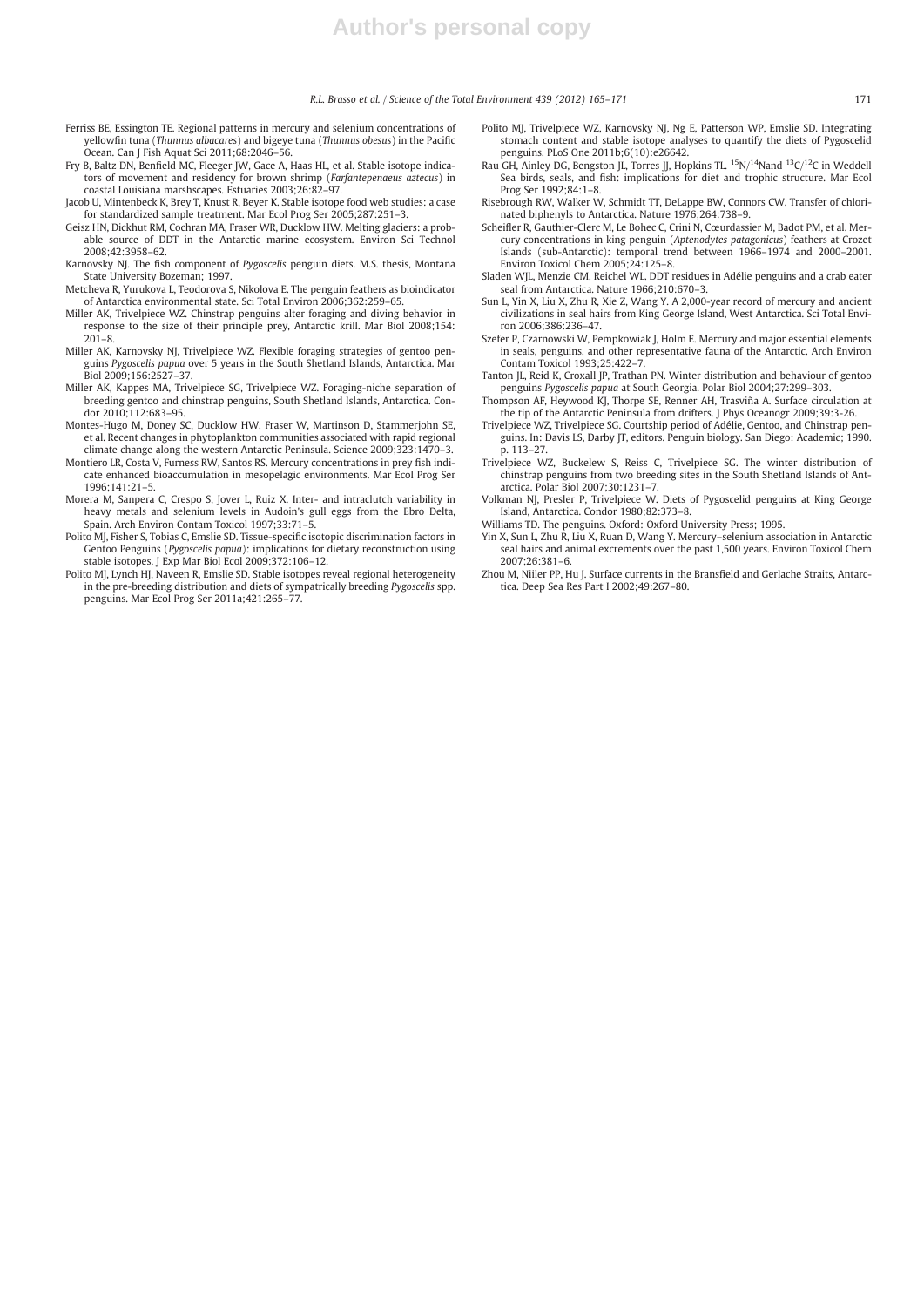Ferriss BE, Essington TE. Regional patterns in mercury and selenium concentrations of yellowfin tuna (*Thunnus albacares*) and bigeye tuna (*Thunnus obesus*) in the Pacific Ocean. Can J Fish Aquat Sci 2011;68:2046–56.

Fry B, Baltz DN, Benfield MC, Fleeger JW, Gace A, Haas HL, et al. Stable isotope indicators of movement and residency for brown shrimp (*Farfantepenaeus aztecus*) in coastal Louisiana marshscapes. Estuaries 2003;26:82–97.

Jacob U, Mintenbeck K, Brey T, Knust R, Beyer K. Stable isotope food web studies: a case for standardized sample treatment. Mar Ecol Prog Ser 2005;287:251–3.

Geisz HN, Dickhut RM, Cochran MA, Fraser WR, Ducklow HW. Melting glaciers: a probable source of DDT in the Antarctic marine ecosystem. Environ Sci Technol 2008;42:3958–62.

Karnovsky NJ. The fish component of *Pygoscelis* penguin diets. M.S. thesis, Montana State University Bozeman; 1997.

Metcheva R, Yurukova L, Teodorova S, Nikolova E. The penguin feathers as bioindicator of Antarctica environmental state. Sci Total Environ 2006;362:259–65.

Miller AK, Trivelpiece WZ. Chinstrap penguins alter foraging and diving behavior in response to the size of their principle prey, Antarctic krill. Mar Biol 2008;154: 201–8.

Miller AK, Karnovsky NJ, Trivelpiece WZ. Flexible foraging strategies of gentoo penguins *Pygoscelis papua* over 5 years in the South Shetland Islands, Antarctica. Mar Biol 2009;156:2527–37.

Miller AK, Kappes MA, Trivelpiece SG, Trivelpiece WZ. Foraging-niche separation of breeding gentoo and chinstrap penguins, South Shetland Islands, Antarctica. Condor 2010;112:683–95.

Montes-Hugo M, Doney SC, Ducklow HW, Fraser W, Martinson D, Stammerjohn SE, et al. Recent changes in phytoplankton communities associated with rapid regional climate change along the western Antarctic Peninsula. Science 2009;323:1470–3.

Montiero LR, Costa V, Furness RW, Santos RS. Mercury concentrations in prey fish indicate enhanced bioaccumulation in mesopelagic environments. Mar Ecol Prog Ser 1996;141:21–5.

Morera M, Sanpera C, Crespo S, Jover L, Ruiz X. Inter- and intraclutch variability in heavy metals and selenium levels in Audoin's gull eggs from the Ebro Delta, Spain. Arch Environ Contam Toxicol 1997;33:71–5.

Polito MJ, Fisher S, Tobias C, Emslie SD. Tissue-specific isotopic discrimination factors in Gentoo Penguins (*Pygoscelis papua*): implications for dietary reconstruction using stable isotopes. J Exp Mar Biol Ecol 2009;372:106–12.

Polito MJ, Lynch HJ, Naveen R, Emslie SD. Stable isotopes reveal regional heterogeneity in the pre-breeding distribution and diets of sympatrically breeding *Pygoscelis* spp. penguins. Mar Ecol Prog Ser 2011a;421:265–77.

Polito MJ, Trivelpiece WZ, Karnovsky NJ, Ng E, Patterson WP, Emslie SD. Integrating stomach content and stable isotope analyses to quantify the diets of Pygoscelid penguins. PLoS One 2011b;6(10):e26642.

Rau GH, Ainley DG, Bengston JL, Torres JJ, Hopkins TL. $^{15}N/^{14}N$and $^{13}C/^{12}C$ in Weddell Sea birds, seals, and fish: implications for diet and trophic structure. Mar Ecol Prog Ser 1992;84:1–8.

Risebrough RW, Walker W, Schmidt TT, DeLappe BW, Connors CW. Transfer of chlorinated biphenyls to Antarctica. Nature 1976;264:738–9.

Scheifler R, Gauthier-Clerc M, Le Bohec C, Crini N, Cœurdassier M, Badot PM, et al. Mercury concentrations in king penguin (*Aptenodytes patagonicus*) feathers at Crozet Islands (sub-Antarctic): temporal trend between 1966–1974 and 2000–2001. Environ Toxicol Chem 2005;24:125–8.

Sladen WJL, Menzie CM, Reichel WL. DDT residues in Adélie penguins and a crab eater seal from Antarctica. Nature 1966;210:670–3.

Sun L, Yin X, Liu X, Zhu R, Xie Z, Wang Y. A 2,000-year record of mercury and ancient civilizations in seal hairs from King George Island, West Antarctica. Sci Total Environ 2006;386:236–47.

Szefer P, Czarnowski W, Pempkowiak J, Holm E. Mercury and major essential elements in seals, penguins, and other representative fauna of the Antarctic. Arch Environ Contam Toxicol 1993;25:422–7.

Tanton JL, Reid K, Croxall JP, Trathan PN. Winter distribution and behaviour of gentoo penguins *Pygoscelis papua* at South Georgia. Polar Biol 2004;27:299–303.

Thompson AF, Heywood KJ, Thorpe SE, Renner AH, Trasviña A. Surface circulation at the tip of the Antarctic Peninsula from drifters. J Phys Oceanogr 2009;39:3-26.

Trivelpiece WZ, Trivelpiece SG. Courtship period of Adélie, Gentoo, and Chinstrap penguins. In: Davis LS, Darby JT, editors. Penguin biology. San Diego: Academic; 1990. p. 113–27.

Trivelpiece WZ, Buckelew S, Reiss C, Trivelpiece SG. The winter distribution of chinstrap penguins from two breeding sites in the South Shetland Islands of Antarctica. Polar Biol 2007;30:1231–7.

Volkman NJ, Presler P, Trivelpiece W. Diets of Pygoscelid penguins at King George Island, Antarctica. Condor 1980;82:373–8.

Williams TD. The penguins. Oxford: Oxford University Press; 1995.

Yin X, Sun L, Zhu R, Liu X, Ruan D, Wang Y. Mercury–selenium association in Antarctic seal hairs and animal excrements over the past 1,500 years. Environ Toxicol Chem 2007;26:381–6.

Zhou M, Niiler PP, Hu J. Surface currents in the Bransfield and Gerlache Straits, Antarctica. Deep Sea Res Part I 2002;49:267–80.